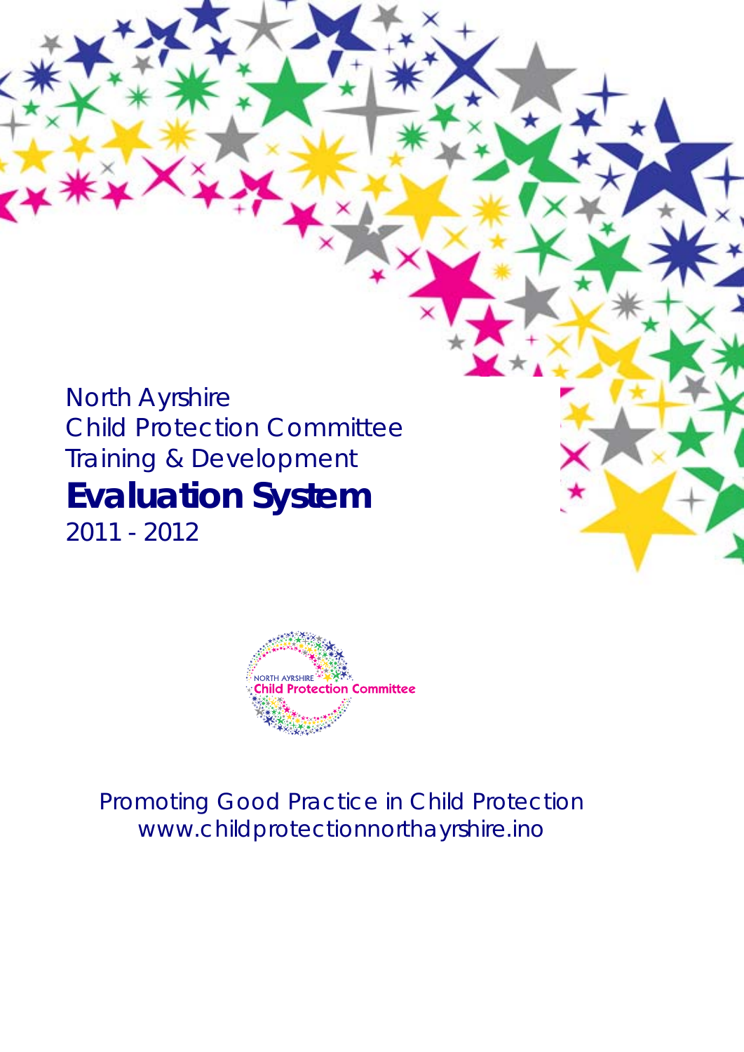North Ayrshire
Child Protection Committee
Training & Development

# Evaluation System

2011 - 2012

NORTH AYRSHIRE
Child Protection Committee

Promoting Good Practice in Child Protection
www.childprotectionnorthayrshire.ino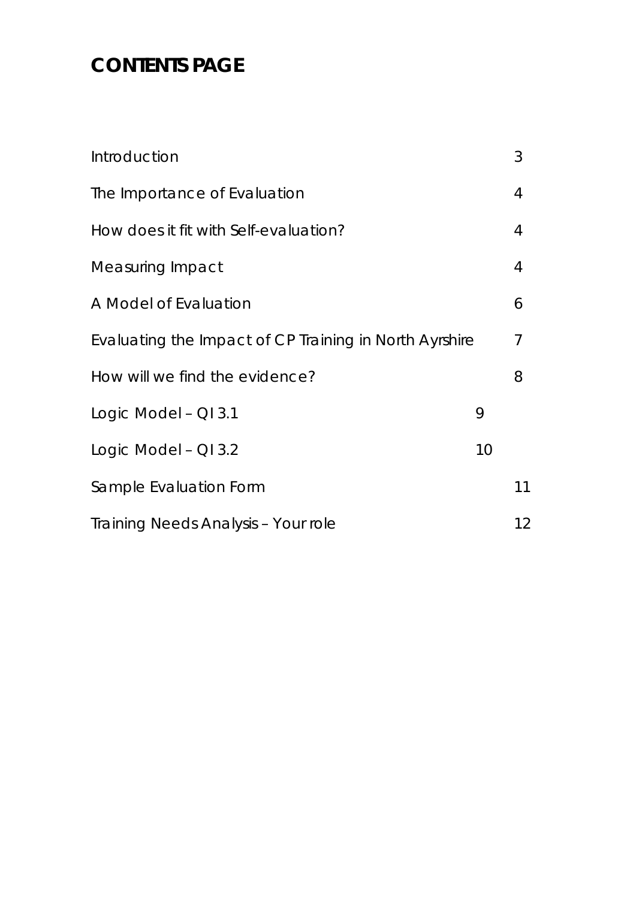# CONTENTS PAGE

| | |
|---|---|
| Introduction | 3 |
| The Importance of Evaluation | 4 |
| How does it fit with Self-evaluation? | 4 |
| Measuring Impact | 4 |
| A Model of Evaluation | 6 |
| Evaluating the Impact of CP Training in North Ayrshire | 7 |
| How will we find the evidence? | 8 |
| Logic Model – QI 3.1 | 9 |
| Logic Model – QI 3.2 | 10 |
| Sample Evaluation Form | 11 |
| Training Needs Analysis – Your role | 12 |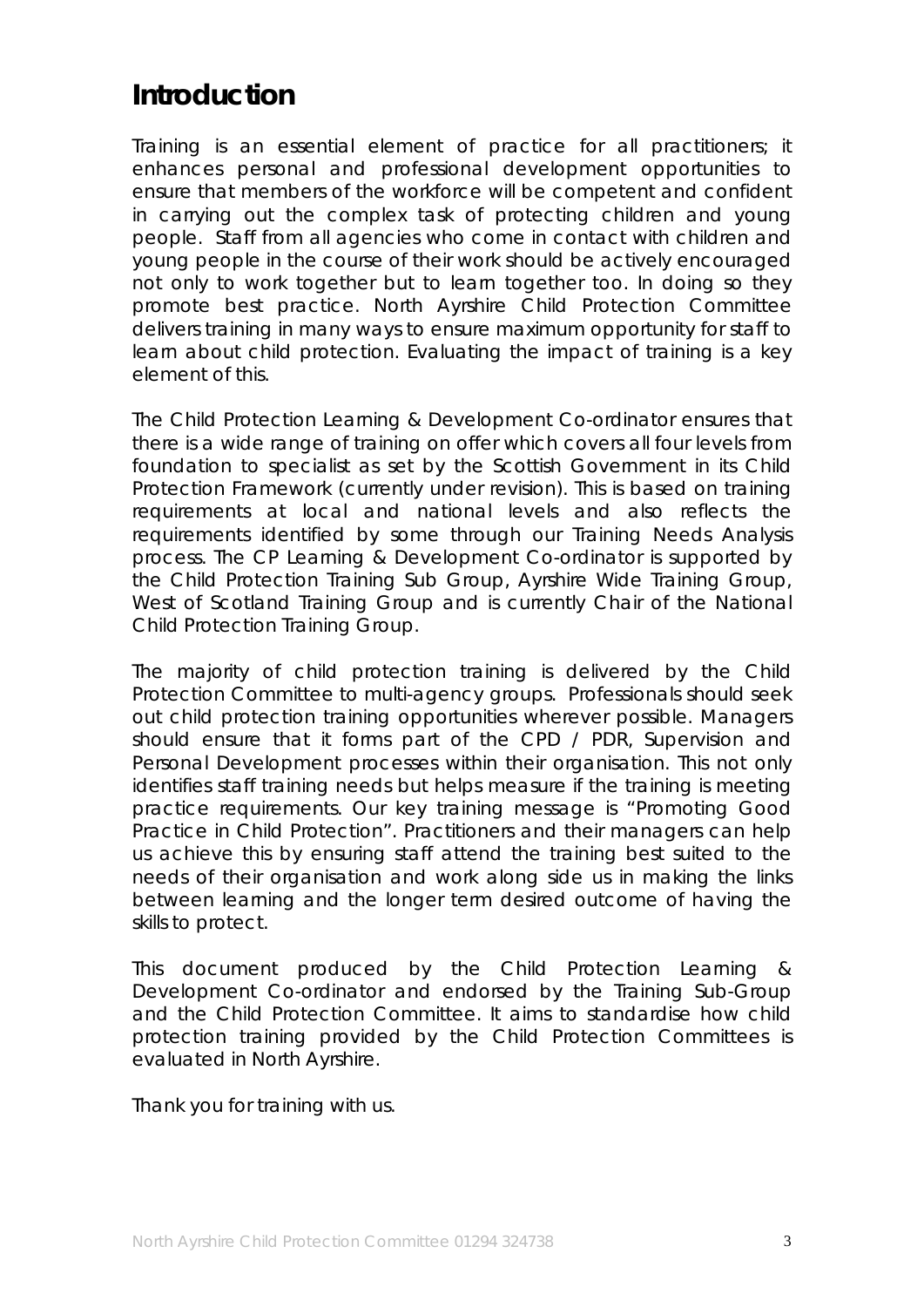# Introduction

Training is an essential element of practice for all practitioners; it enhances personal and professional development opportunities to ensure that members of the workforce will be competent and confident in carrying out the complex task of protecting children and young people. Staff from all agencies who come in contact with children and young people in the course of their work should be actively encouraged not only to work together but to learn together too. In doing so they promote best practice. North Ayrshire Child Protection Committee delivers training in many ways to ensure maximum opportunity for staff to learn about child protection. Evaluating the impact of training is a key element of this.

The Child Protection Learning & Development Co-ordinator ensures that there is a wide range of training on offer which covers all four levels from foundation to specialist as set by the Scottish Government in its Child Protection Framework (currently under revision). This is based on training requirements at local and national levels and also reflects the requirements identified by some through our Training Needs Analysis process. The CP Learning & Development Co-ordinator is supported by the Child Protection Training Sub Group, Ayrshire Wide Training Group, West of Scotland Training Group and is currently Chair of the National Child Protection Training Group.

The majority of child protection training is delivered by the Child Protection Committee to multi-agency groups. Professionals should seek out child protection training opportunities wherever possible. Managers should ensure that it forms part of the CPD / PDR, Supervision and Personal Development processes within their organisation. This not only identifies staff training needs but helps measure if the training is meeting practice requirements. Our key training message is "Promoting Good Practice in Child Protection". Practitioners and their managers can help us achieve this by ensuring staff attend the training best suited to the needs of their organisation and work along side us in making the links between learning and the longer term desired outcome of having the skills to protect.

This document produced by the Child Protection Learning & Development Co-ordinator and endorsed by the Training Sub-Group and the Child Protection Committee. It aims to standardise how child protection training provided by the Child Protection Committees is evaluated in North Ayrshire.

Thank you for training with us.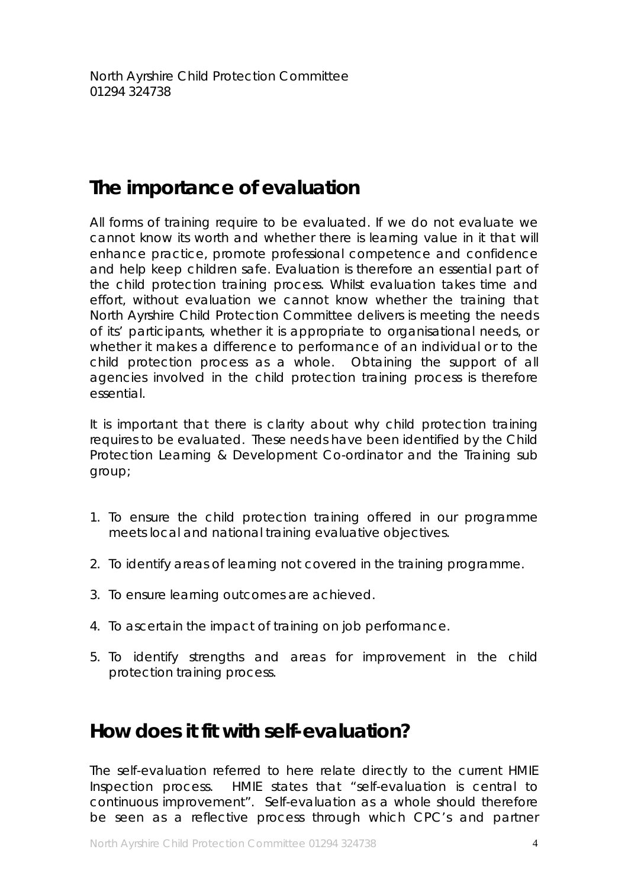## The importance of evaluation

All forms of training require to be evaluated. If we do not evaluate we cannot know its worth and whether there is learning value in it that will enhance practice, promote professional competence and confidence and help keep children safe. Evaluation is therefore an essential part of the child protection training process. Whilst evaluation takes time and effort, without evaluation we cannot know whether the training that North Ayrshire Child Protection Committee delivers is meeting the needs of its' participants, whether it is appropriate to organisational needs, or whether it makes a difference to performance of an individual or to the child protection process as a whole. Obtaining the support of all agencies involved in the child protection training process is therefore essential.

It is important that there is clarity about why child protection training requires to be evaluated. These needs have been identified by the Child Protection Learning & Development Co-ordinator and the Training sub group;

1. To ensure the child protection training offered in our programme meets local and national training evaluative objectives.
2. To identify areas of learning not covered in the training programme.
3. To ensure learning outcomes are achieved.
4. To ascertain the impact of training on job performance.
5. To identify strengths and areas for improvement in the child protection training process.

## How does it fit with self-evaluation?

The self-evaluation referred to here relate directly to the current HMIE Inspection process. HMIE states that "self-evaluation is central to continuous improvement". Self-evaluation as a whole should therefore be seen as a reflective process through which CPC's and partner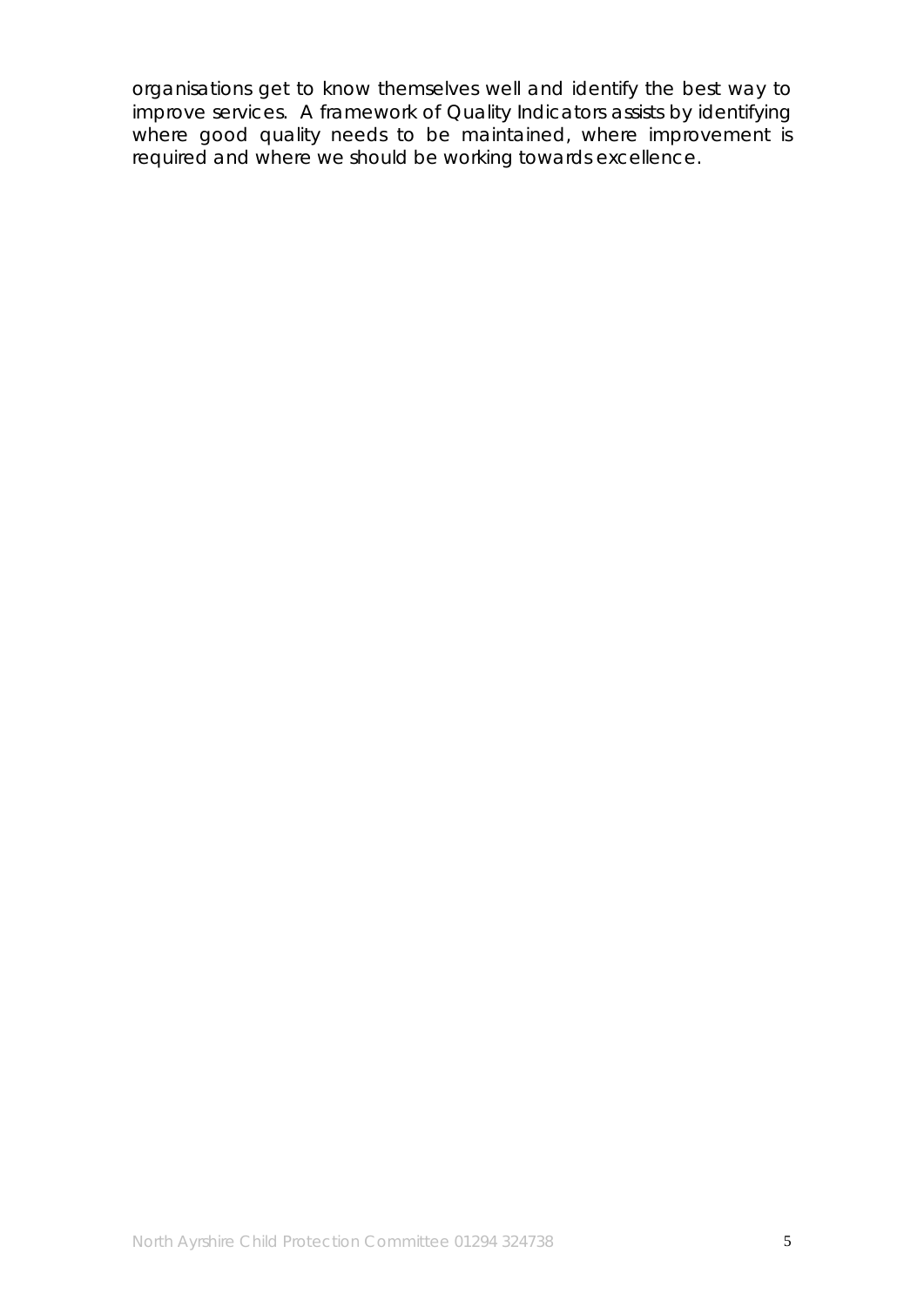organisations get to know themselves well and identify the best way to improve services. A framework of Quality Indicators assists by identifying where good quality needs to be maintained, where improvement is required and where we should be working towards excellence.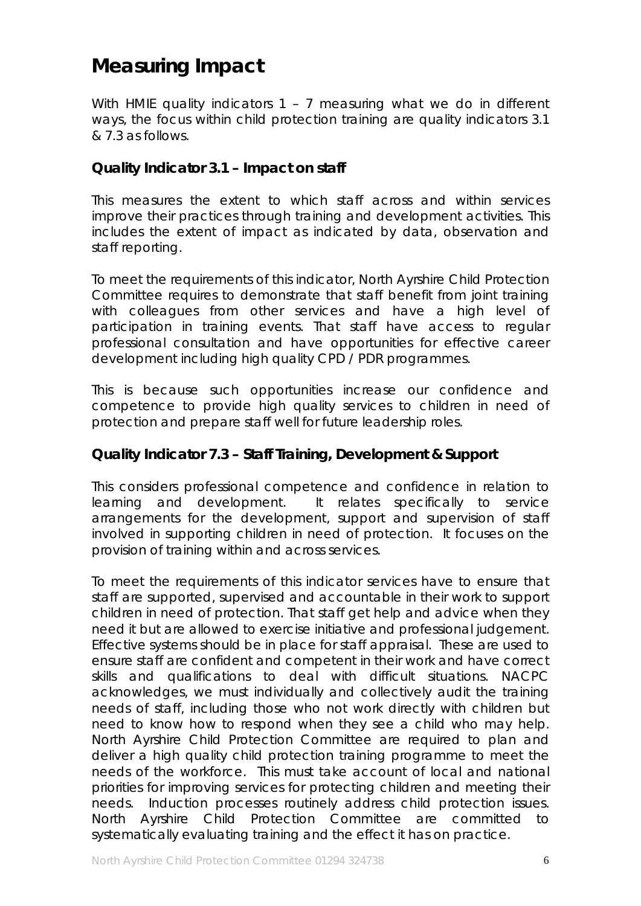# Measuring Impact

With HMIE quality indicators 1 – 7 measuring what we do in different ways, the focus within child protection training are quality indicators 3.1 & 7.3 as follows.

### Quality Indicator 3.1 – Impact on staff

This measures the extent to which staff across and within services improve their practices through training and development activities. This includes the extent of impact as indicated by data, observation and staff reporting.

To meet the requirements of this indicator, North Ayrshire Child Protection Committee requires to demonstrate that staff benefit from joint training with colleagues from other services and have a high level of participation in training events. That staff have access to regular professional consultation and have opportunities for effective career development including high quality CPD / PDR programmes.

This is because such opportunities increase our confidence and competence to provide high quality services to children in need of protection and prepare staff well for future leadership roles.

### Quality Indicator 7.3 – Staff Training, Development & Support

This considers professional competence and confidence in relation to learning and development. It relates specifically to service arrangements for the development, support and supervision of staff involved in supporting children in need of protection. It focuses on the provision of training within and across services.

To meet the requirements of this indicator services have to ensure that staff are supported, supervised and accountable in their work to support children in need of protection. That staff get help and advice when they need it but are allowed to exercise initiative and professional judgement. Effective systems should be in place for staff appraisal. These are used to ensure staff are confident and competent in their work and have correct skills and qualifications to deal with difficult situations. NACPC acknowledges, we must individually and collectively audit the training needs of staff, including those who not work directly with children but need to know how to respond when they see a child who may help. North Ayrshire Child Protection Committee are required to plan and deliver a high quality child protection training programme to meet the needs of the workforce. This must take account of local and national priorities for improving services for protecting children and meeting their needs. Induction processes routinely address child protection issues. North Ayrshire Child Protection Committee are committed to systematically evaluating training and the effect it has on practice.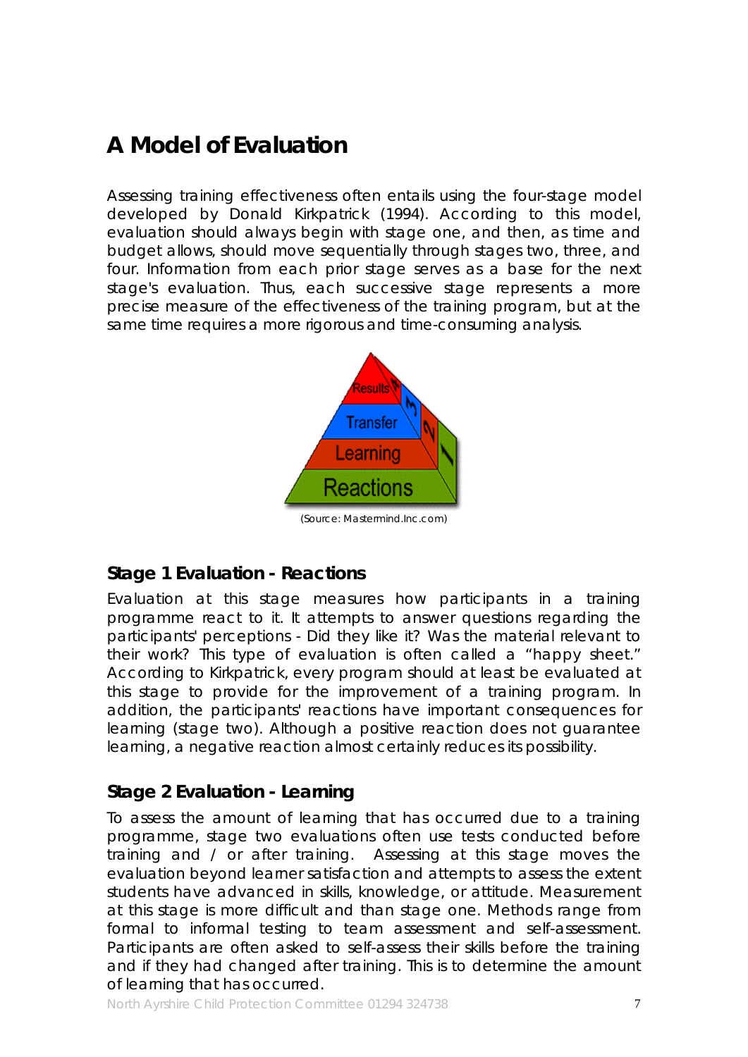# A Model of Evaluation

Assessing training effectiveness often entails using the four-stage model developed by Donald Kirkpatrick (1994). According to this model, evaluation should always begin with stage one, and then, as time and budget allows, should move sequentially through stages two, three, and four. Information from each prior stage serves as a base for the next stage's evaluation. Thus, each successive stage represents a more precise measure of the effectiveness of the training program, but at the same time requires a more rigorous and time-consuming analysis.

(Source: Mastermind.Inc.com)

### Stage 1 Evaluation - Reactions

Evaluation at this stage measures how participants in a training programme react to it. It attempts to answer questions regarding the participants' perceptions - Did they like it? Was the material relevant to their work? This type of evaluation is often called a "happy sheet." According to Kirkpatrick, every program should at least be evaluated at this stage to provide for the improvement of a training program. In addition, the participants' reactions have important consequences for learning (stage two). Although a positive reaction does not guarantee learning, a negative reaction almost certainly reduces its possibility.

### Stage 2 Evaluation - Learning

To assess the amount of learning that has occurred due to a training programme, stage two evaluations often use tests conducted before training and / or after training. Assessing at this stage moves the evaluation beyond learner satisfaction and attempts to assess the extent students have advanced in skills, knowledge, or attitude. Measurement at this stage is more difficult and than stage one. Methods range from formal to informal testing to team assessment and self-assessment. Participants are often asked to self-assess their skills before the training and if they had changed after training. This is to determine the amount of learning that has occurred.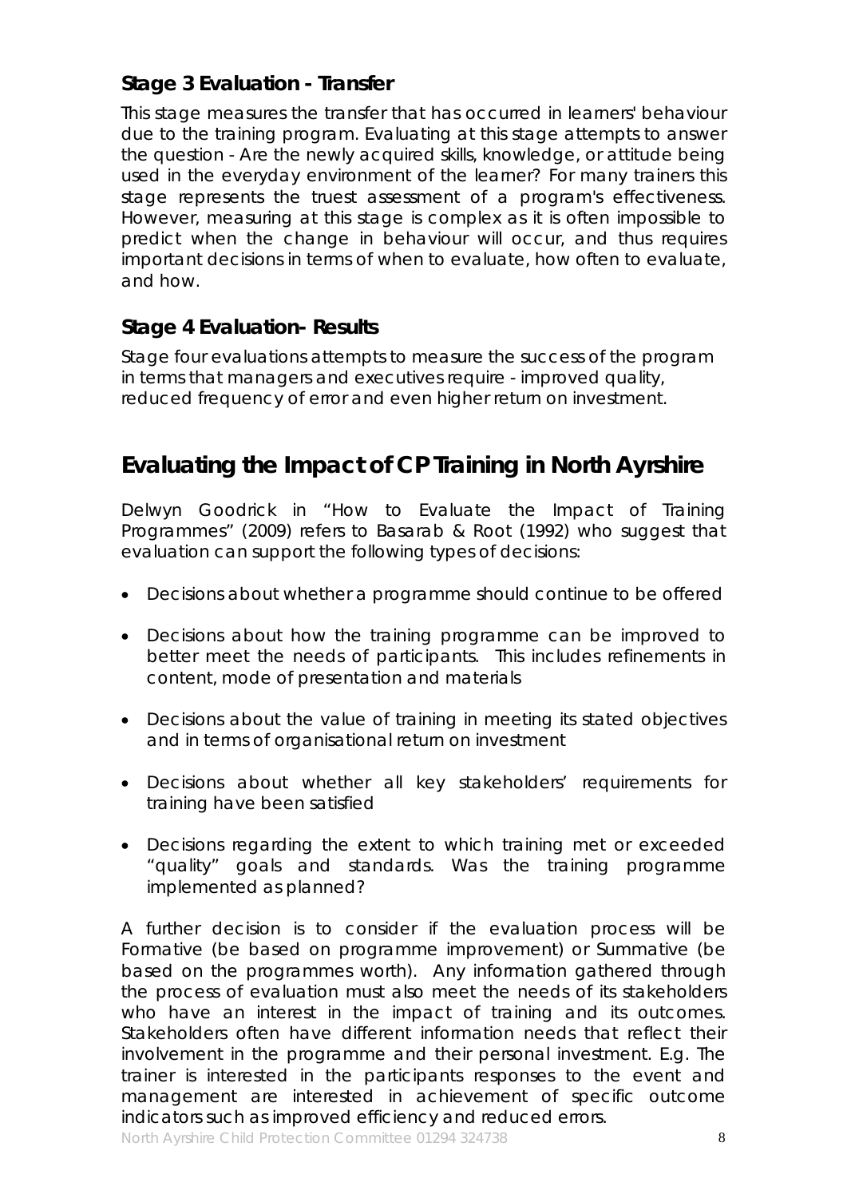### Stage 3 Evaluation - Transfer

This stage measures the transfer that has occurred in learners' behaviour due to the training program. Evaluating at this stage attempts to answer the question - Are the newly acquired skills, knowledge, or attitude being used in the everyday environment of the learner? For many trainers this stage represents the truest assessment of a program's effectiveness. However, measuring at this stage is complex as it is often impossible to predict when the change in behaviour will occur, and thus requires important decisions in terms of when to evaluate, how often to evaluate, and how.

### Stage 4 Evaluation- Results

Stage four evaluations attempts to measure the success of the program in terms that managers and executives require - improved quality, reduced frequency of error and even higher return on investment.

## Evaluating the Impact of CP Training in North Ayrshire

Delwyn Goodrick in "How to Evaluate the Impact of Training Programmes" (2009) refers to Basarab & Root (1992) who suggest that evaluation can support the following types of decisions:

- Decisions about whether a programme should continue to be offered
- Decisions about how the training programme can be improved to better meet the needs of participants. This includes refinements in content, mode of presentation and materials
- Decisions about the value of training in meeting its stated objectives and in terms of organisational return on investment
- Decisions about whether all key stakeholders' requirements for training have been satisfied
- Decisions regarding the extent to which training met or exceeded "quality" goals and standards. Was the training programme implemented as planned?

A further decision is to consider if the evaluation process will be Formative (be based on programme improvement) or Summative (be based on the programmes worth). Any information gathered through the process of evaluation must also meet the needs of its stakeholders who have an interest in the impact of training and its outcomes. Stakeholders often have different information needs that reflect their involvement in the programme and their personal investment. E.g. The trainer is interested in the participants responses to the event and management are interested in achievement of specific outcome indicators such as improved efficiency and reduced errors.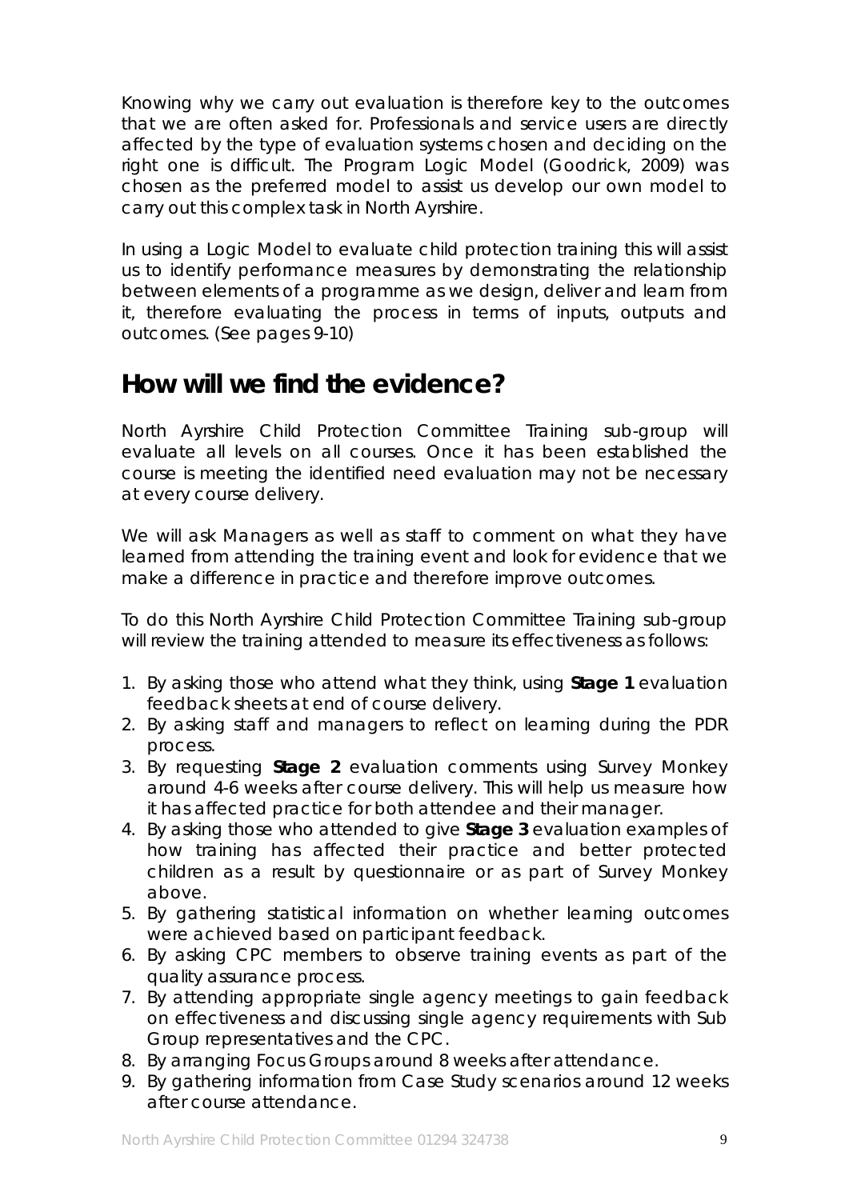Knowing why we carry out evaluation is therefore key to the outcomes that we are often asked for. Professionals and service users are directly affected by the type of evaluation systems chosen and deciding on the right one is difficult. The Program Logic Model (Goodrick, 2009) was chosen as the preferred model to assist us develop our own model to carry out this complex task in North Ayrshire.

In using a Logic Model to evaluate child protection training this will assist us to identify performance measures by demonstrating the relationship between elements of a programme as we design, deliver and learn from it, therefore evaluating the process in terms of inputs, outputs and outcomes. (See pages 9-10)

## How will we find the evidence?

North Ayrshire Child Protection Committee Training sub-group will evaluate all levels on all courses. Once it has been established the course is meeting the identified need evaluation may not be necessary at every course delivery.

We will ask Managers as well as staff to comment on what they have learned from attending the training event and look for evidence that we make a difference in practice and therefore improve outcomes.

To do this North Ayrshire Child Protection Committee Training sub-group will review the training attended to measure its effectiveness as follows:

1. By asking those who attend what they think, using **Stage 1** evaluation feedback sheets at end of course delivery.
2. By asking staff and managers to reflect on learning during the PDR process.
3. By requesting **Stage 2** evaluation comments using Survey Monkey around 4-6 weeks after course delivery. This will help us measure how it has affected practice for both attendee and their manager.
4. By asking those who attended to give **Stage 3** evaluation examples of how training has affected their practice and better protected children as a result by questionnaire or as part of Survey Monkey above.
5. By gathering statistical information on whether learning outcomes were achieved based on participant feedback.
6. By asking CPC members to observe training events as part of the quality assurance process.
7. By attending appropriate single agency meetings to gain feedback on effectiveness and discussing single agency requirements with Sub Group representatives and the CPC.
8. By arranging Focus Groups around 8 weeks after attendance.
9. By gathering information from Case Study scenarios around 12 weeks after course attendance.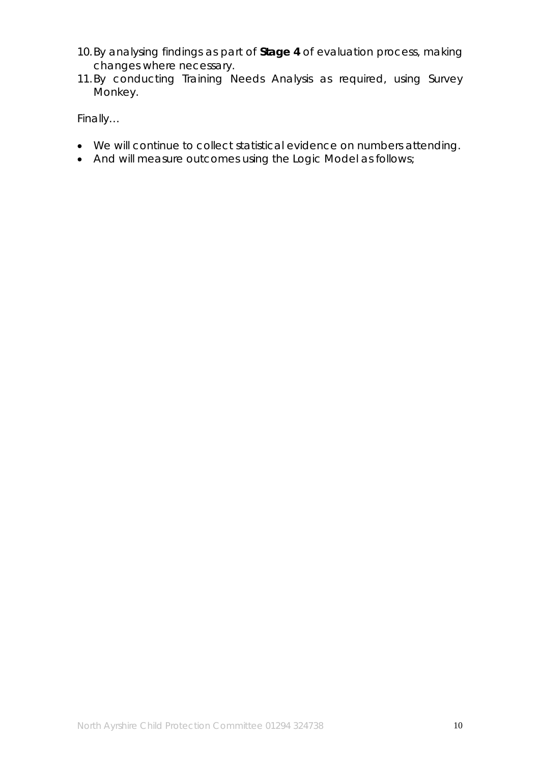10. By analysing findings as part of **Stage 4** of evaluation process, making changes where necessary.
11. By conducting Training Needs Analysis as required, using Survey Monkey.

Finally…

- We will continue to collect statistical evidence on numbers attending.
- And will measure outcomes using the Logic Model as follows;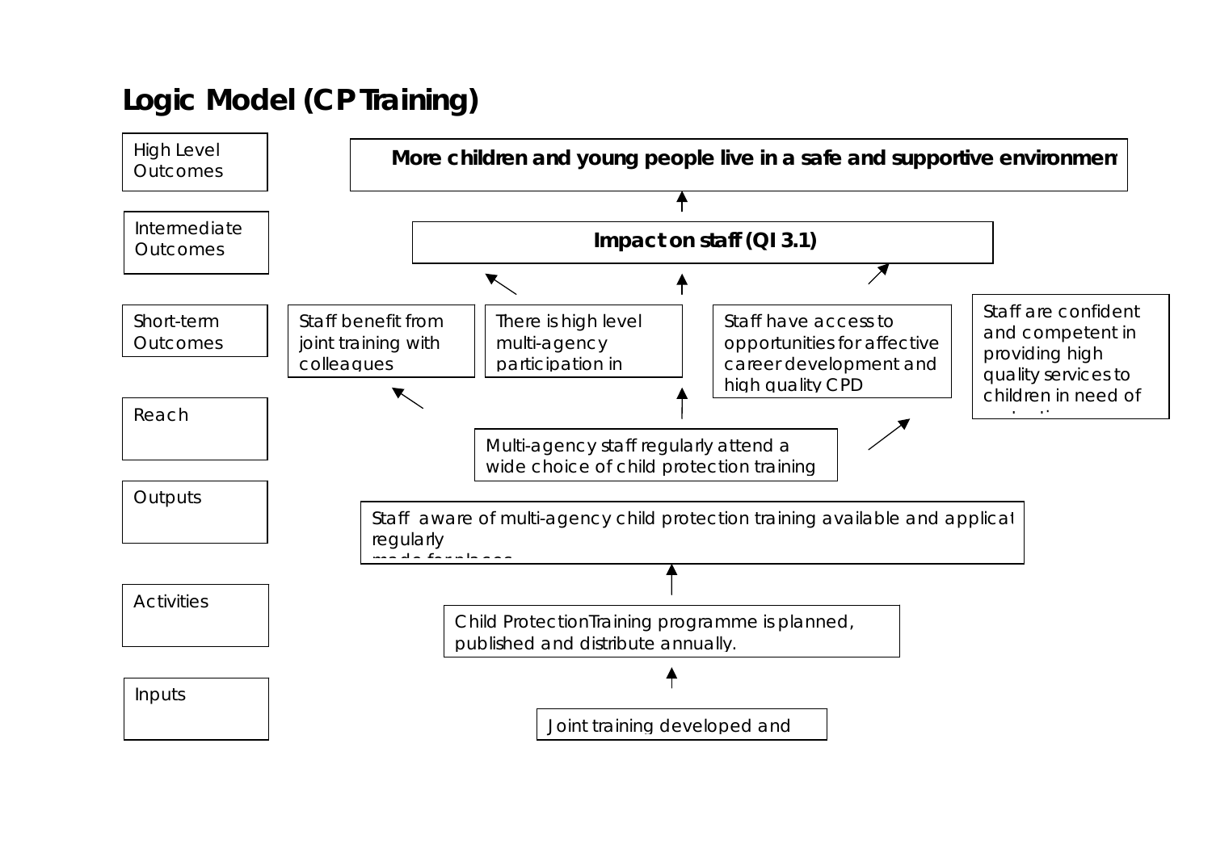# Logic Model (CP Training)

| Level | Content |
|---|---|
| High Level Outcomes | **More children and young people live in a safe and supportive environmen** |
| Intermediate Outcomes | **Impact on staff (QI 3.1)** |
| Short-term Outcomes | Staff benefit from joint training with colleagues |
| | There is high level multi-agency participation in |
| | Staff have access to opportunities for affective career development and high quality CPD |
| | Staff are confident and competent in providing high quality services to children in need of |
| Reach | Multi-agency staff regularly attend a wide choice of child protection training |
| Outputs | Staff aware of multi-agency child protection training available and applicat regularly made for places |
| Activities | Child ProtectionTraining programme is planned, published and distribute annually. |
| Inputs | Joint training developed and |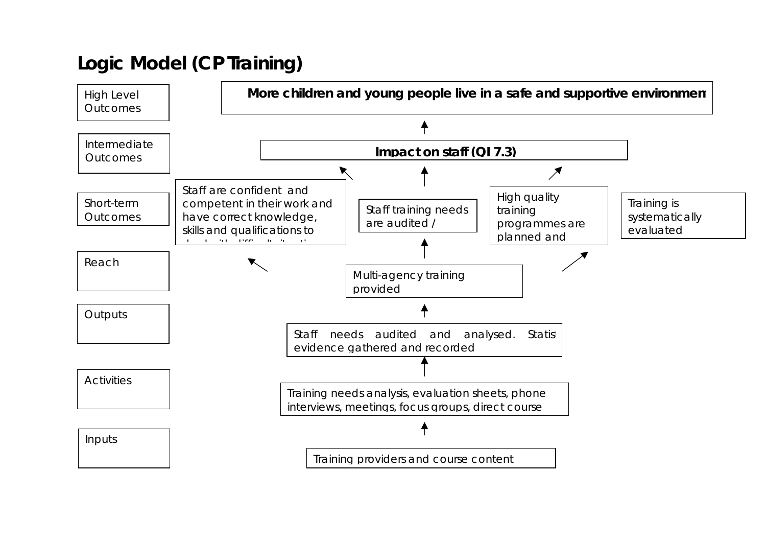# Logic Model (CP Training)

| Level | Content |
| --- | --- |
| High Level Outcomes | **More children and young people live in a safe and supportive environmen** |
| Intermediate Outcomes | **Impact on staff (QI 7.3)** |
| Short-term Outcomes | Staff are confident and competent in their work and have correct knowledge, skills and qualifications to ; Staff training needs are audited / ; High quality training programmes are planned and ; Training is systematically evaluated |
| Reach | Multi-agency training provided |
| Outputs | Staff needs audited and analysed. Statis evidence gathered and recorded |
| Activities | Training needs analysis, evaluation sheets, phone interviews, meetings, focus groups, direct course |
| Inputs | Training providers and course content |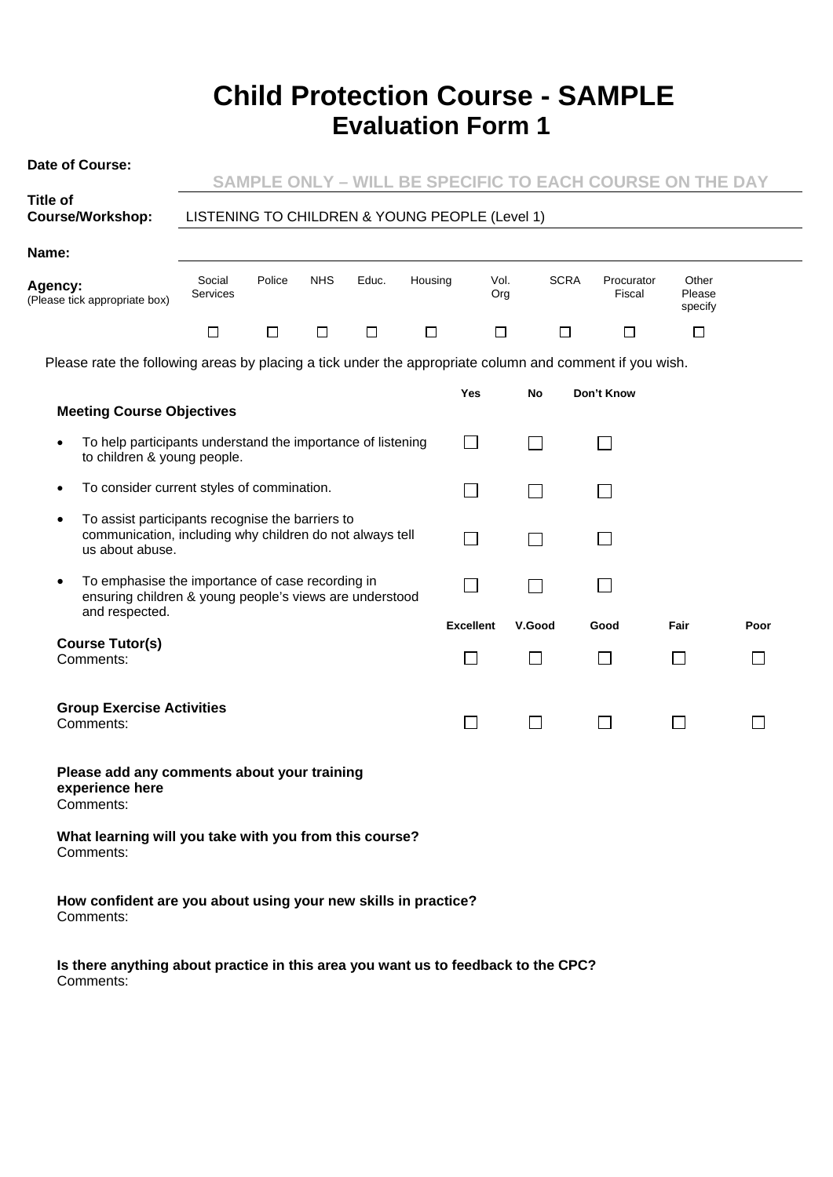# Child Protection Course - SAMPLE
## Evaluation Form 1

**Date of Course:** SAMPLE ONLY – WILL BE SPECIFIC TO EACH COURSE ON THE DAY

**Title of Course/Workshop:** LISTENING TO CHILDREN & YOUNG PEOPLE (Level 1)

**Name:**

**Agency:**
(Please tick appropriate box)

| Social Services | Police | NHS | Educ. | Housing | Vol. Org | SCRA | Procurator Fiscal | Other Please specify |
|---|---|---|---|---|---|---|---|---|
| ☐ | ☐ | ☐ | ☐ | ☐ | ☐ | ☐ | ☐ | ☐ |

Please rate the following areas by placing a tick under the appropriate column and comment if you wish.

| **Meeting Course Objectives** | Yes | No | Don't Know |
|---|---|---|---|
| • To help participants understand the importance of listening to children & young people. | ☐ | ☐ | ☐ |
| • To consider current styles of commination. | ☐ | ☐ | ☐ |
| • To assist participants recognise the barriers to communication, including why children do not always tell us about abuse. | ☐ | ☐ | ☐ |
| • To emphasise the importance of case recording in ensuring children & young people's views are understood and respected. | ☐ | ☐ | ☐ |

| | Excellent | V.Good | Good | Fair | Poor |
|---|---|---|---|---|---|
| **Course Tutor(s)**<br>Comments: | ☐ | ☐ | ☐ | ☐ | ☐ |
| **Group Exercise Activities**<br>Comments: | ☐ | ☐ | ☐ | ☐ | ☐ |

**Please add any comments about your training experience here**
Comments:

**What learning will you take with you from this course?**
Comments:

**How confident are you about using your new skills in practice?**
Comments:

**Is there anything about practice in this area you want us to feedback to the CPC?**
Comments: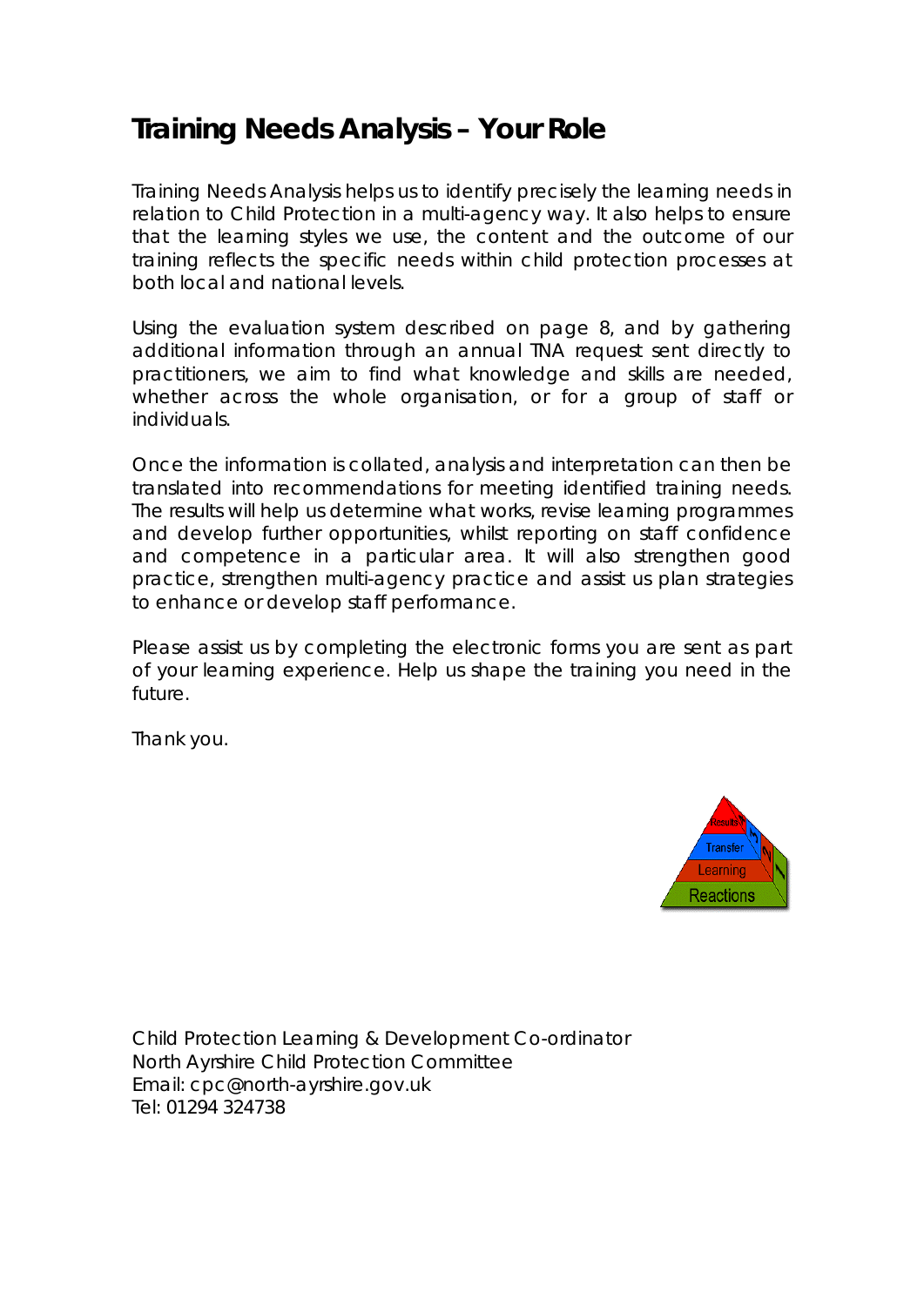# Training Needs Analysis – Your Role

Training Needs Analysis helps us to identify precisely the learning needs in relation to Child Protection in a multi-agency way. It also helps to ensure that the learning styles we use, the content and the outcome of our training reflects the specific needs within child protection processes at both local and national levels.

Using the evaluation system described on page 8, and by gathering additional information through an annual TNA request sent directly to practitioners, we aim to find what knowledge and skills are needed, whether across the whole organisation, or for a group of staff or individuals.

Once the information is collated, analysis and interpretation can then be translated into recommendations for meeting identified training needs. The results will help us determine what works, revise learning programmes and develop further opportunities, whilst reporting on staff confidence and competence in a particular area. It will also strengthen good practice, strengthen multi-agency practice and assist us plan strategies to enhance or develop staff performance.

Please assist us by completing the electronic forms you are sent as part of your learning experience. Help us shape the training you need in the future.

Thank you.

Results
Transfer
Learning
Reactions
4
3
2
1

Child Protection Learning & Development Co-ordinator
North Ayrshire Child Protection Committee
Email: cpc@north-ayrshire.gov.uk
Tel: 01294 324738